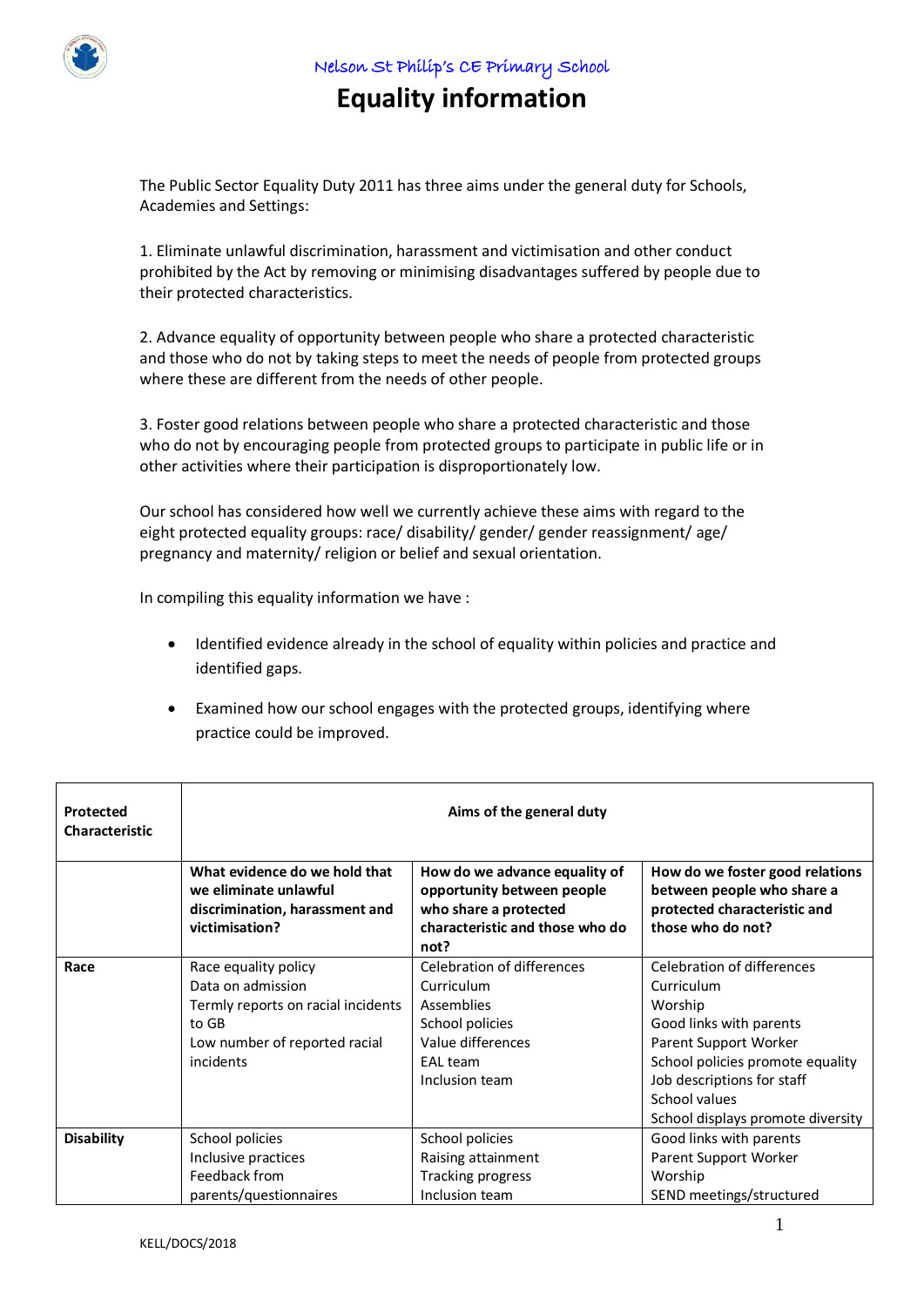Nelson St Philip's CE Primary School

# Equality information

The Public Sector Equality Duty 2011 has three aims under the general duty for Schools, Academies and Settings:

1. Eliminate unlawful discrimination, harassment and victimisation and other conduct prohibited by the Act by removing or minimising disadvantages suffered by people due to their protected characteristics.

2. Advance equality of opportunity between people who share a protected characteristic and those who do not by taking steps to meet the needs of people from protected groups where these are different from the needs of other people.

3. Foster good relations between people who share a protected characteristic and those who do not by encouraging people from protected groups to participate in public life or in other activities where their participation is disproportionately low.

Our school has considered how well we currently achieve these aims with regard to the eight protected equality groups: race/ disability/ gender/ gender reassignment/ age/ pregnancy and maternity/ religion or belief and sexual orientation.

In compiling this equality information we have :

- Identified evidence already in the school of equality within policies and practice and identified gaps.
- Examined how our school engages with the protected groups, identifying where practice could be improved.

| **Protected Characteristic** | **Aims of the general duty** | | |
|---|---|---|---|
| | **What evidence do we hold that we eliminate unlawful discrimination, harassment and victimisation?** | **How do we advance equality of opportunity between people who share a protected characteristic and those who do not?** | **How do we foster good relations between people who share a protected characteristic and those who do not?** |
| **Race** | Race equality policy<br>Data on admission<br>Termly reports on racial incidents to GB<br>Low number of reported racial incidents | Celebration of differences<br>Curriculum<br>Assemblies<br>School policies<br>Value differences<br>EAL team<br>Inclusion team | Celebration of differences<br>Curriculum<br>Worship<br>Good links with parents<br>Parent Support Worker<br>School policies promote equality<br>Job descriptions for staff<br>School values<br>School displays promote diversity |
| **Disability** | School policies<br>Inclusive practices<br>Feedback from parents/questionnaires | School policies<br>Raising attainment<br>Tracking progress<br>Inclusion team | Good links with parents<br>Parent Support Worker<br>Worship<br>SEND meetings/structured |

KELL/DOCS/2018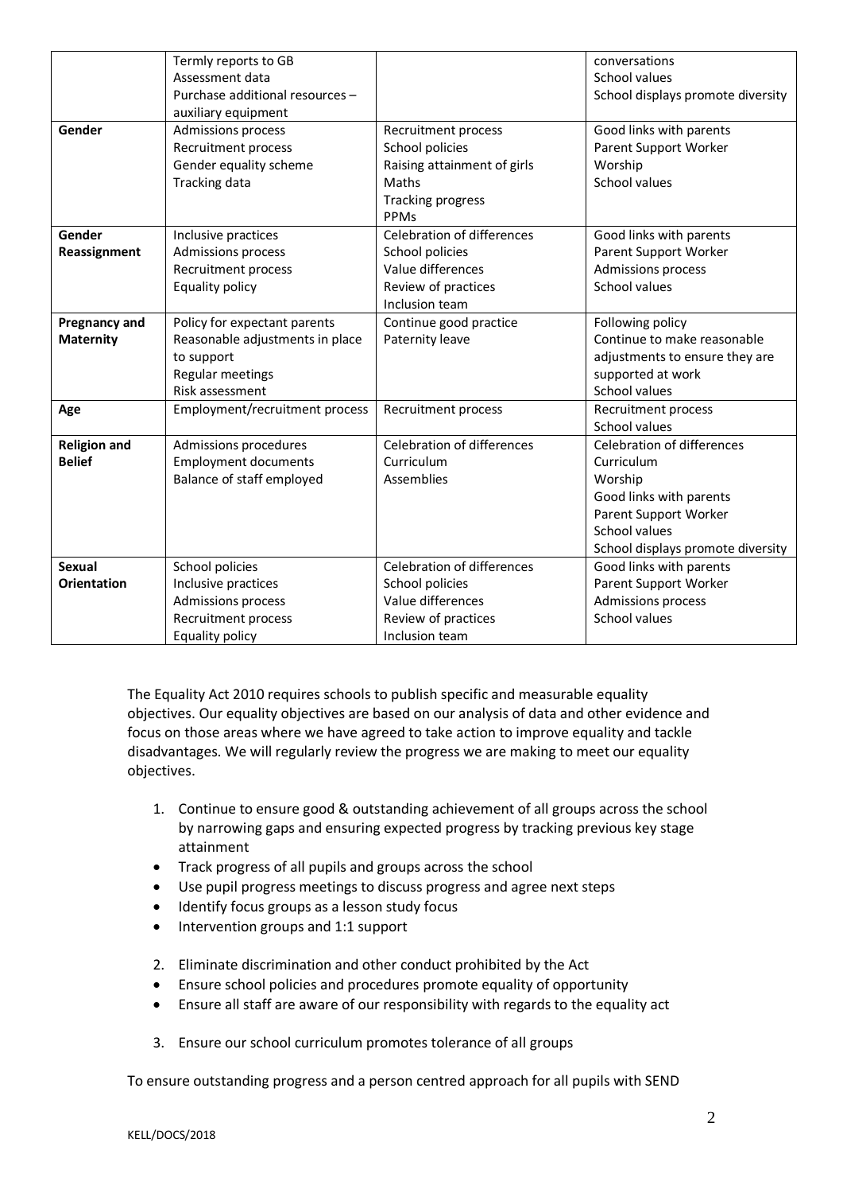| | | | |
|---|---|---|---|
| | Termly reports to GB<br>Assessment data<br>Purchase additional resources – auxiliary equipment | | conversations<br>School values<br>School displays promote diversity |
| **Gender** | Admissions process<br>Recruitment process<br>Gender equality scheme<br>Tracking data | Recruitment process<br>School policies<br>Raising attainment of girls<br>Maths<br>Tracking progress<br>PPMs | Good links with parents<br>Parent Support Worker<br>Worship<br>School values |
| **Gender Reassignment** | Inclusive practices<br>Admissions process<br>Recruitment process<br>Equality policy | Celebration of differences<br>School policies<br>Value differences<br>Review of practices<br>Inclusion team | Good links with parents<br>Parent Support Worker<br>Admissions process<br>School values |
| **Pregnancy and Maternity** | Policy for expectant parents<br>Reasonable adjustments in place to support<br>Regular meetings<br>Risk assessment | Continue good practice<br>Paternity leave | Following policy<br>Continue to make reasonable adjustments to ensure they are supported at work<br>School values |
| **Age** | Employment/recruitment process | Recruitment process | Recruitment process<br>School values |
| **Religion and Belief** | Admissions procedures<br>Employment documents<br>Balance of staff employed | Celebration of differences<br>Curriculum<br>Assemblies | Celebration of differences<br>Curriculum<br>Worship<br>Good links with parents<br>Parent Support Worker<br>School values<br>School displays promote diversity |
| **Sexual Orientation** | School policies<br>Inclusive practices<br>Admissions process<br>Recruitment process<br>Equality policy | Celebration of differences<br>School policies<br>Value differences<br>Review of practices<br>Inclusion team | Good links with parents<br>Parent Support Worker<br>Admissions process<br>School values |

The Equality Act 2010 requires schools to publish specific and measurable equality objectives. Our equality objectives are based on our analysis of data and other evidence and focus on those areas where we have agreed to take action to improve equality and tackle disadvantages. We will regularly review the progress we are making to meet our equality objectives.

1. Continue to ensure good & outstanding achievement of all groups across the school by narrowing gaps and ensuring expected progress by tracking previous key stage attainment

- Track progress of all pupils and groups across the school
- Use pupil progress meetings to discuss progress and agree next steps
- Identify focus groups as a lesson study focus
- Intervention groups and 1:1 support

2. Eliminate discrimination and other conduct prohibited by the Act

- Ensure school policies and procedures promote equality of opportunity
- Ensure all staff are aware of our responsibility with regards to the equality act

3. Ensure our school curriculum promotes tolerance of all groups

To ensure outstanding progress and a person centred approach for all pupils with SEND

KELL/DOCS/2018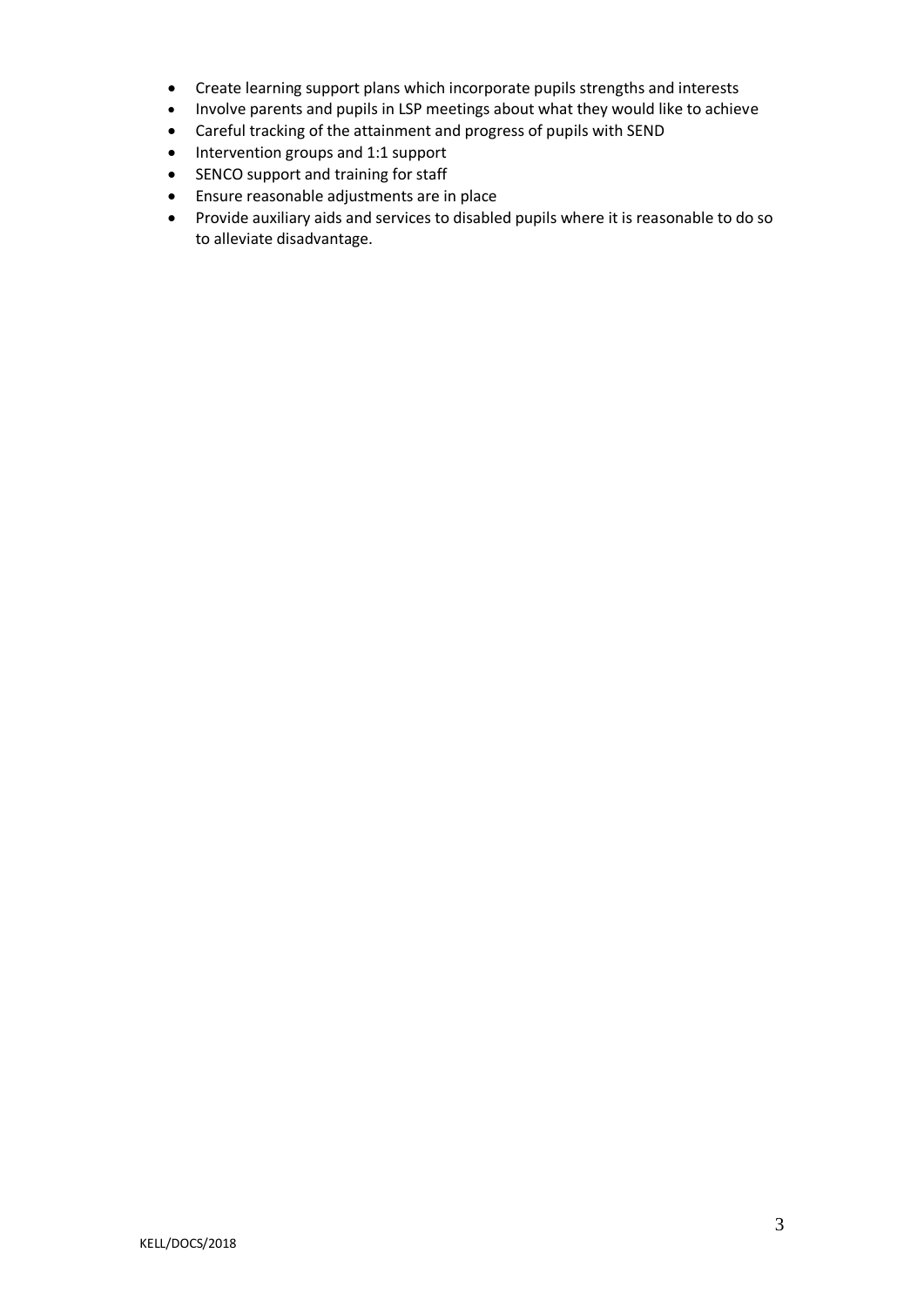- Create learning support plans which incorporate pupils strengths and interests
- Involve parents and pupils in LSP meetings about what they would like to achieve
- Careful tracking of the attainment and progress of pupils with SEND
- Intervention groups and 1:1 support
- SENCO support and training for staff
- Ensure reasonable adjustments are in place
- Provide auxiliary aids and services to disabled pupils where it is reasonable to do so to alleviate disadvantage.